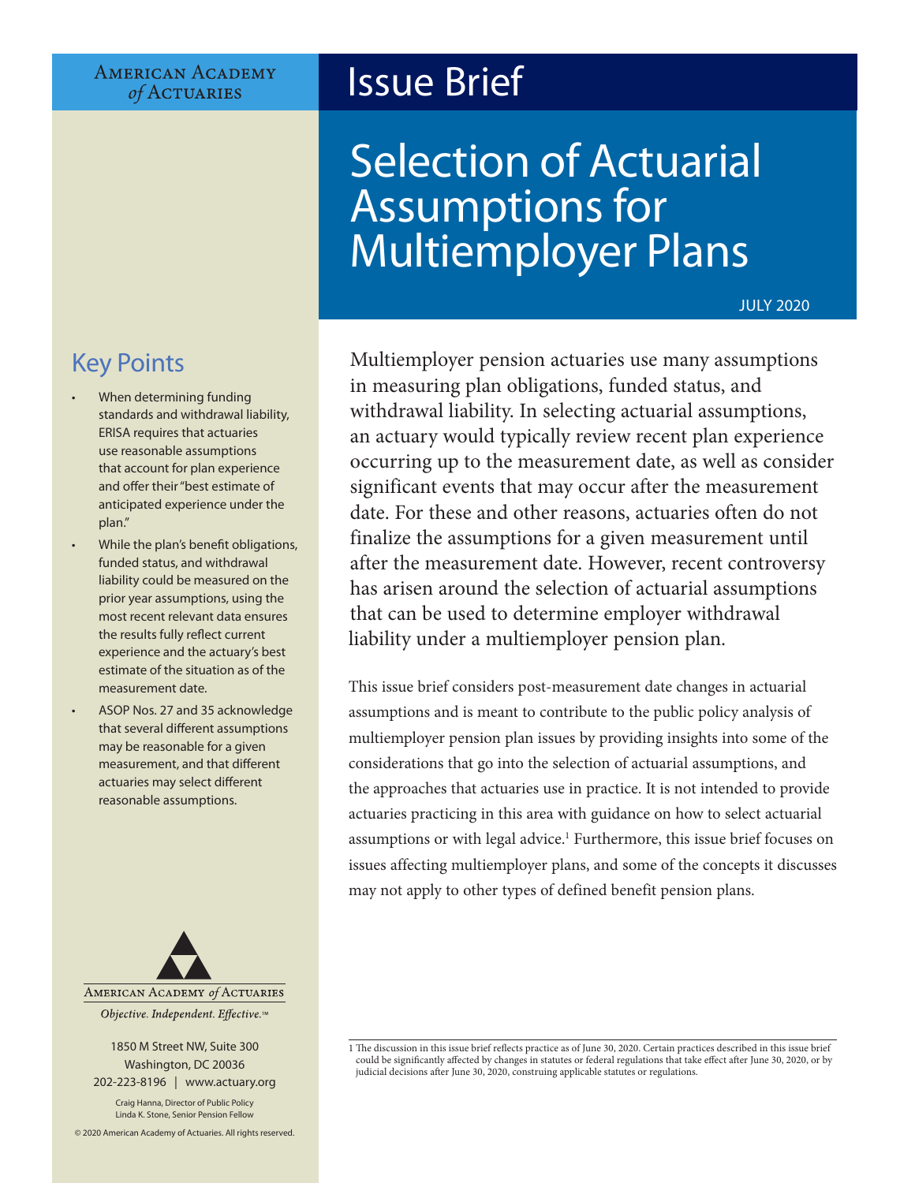American Academy of Actuaries

# Issue Brief

# Selection of Actuarial Assumptions for Multiemployer Plans

JULY 2020

## Key Points

- When determining funding standards and withdrawal liability, ERISA requires that actuaries use reasonable assumptions that account for plan experience and offer their "best estimate of anticipated experience under the plan."
- While the plan's benefit obligations, funded status, and withdrawal liability could be measured on the prior year assumptions, using the most recent relevant data ensures the results fully reflect current experience and the actuary's best estimate of the situation as of the measurement date.
- ASOP Nos. 27 and 35 acknowledge that several different assumptions may be reasonable for a given measurement, and that different actuaries may select different reasonable assumptions.

Multiemployer pension actuaries use many assumptions in measuring plan obligations, funded status, and withdrawal liability. In selecting actuarial assumptions, an actuary would typically review recent plan experience occurring up to the measurement date, as well as consider significant events that may occur after the measurement date. For these and other reasons, actuaries often do not finalize the assumptions for a given measurement until after the measurement date. However, recent controversy has arisen around the selection of actuarial assumptions that can be used to determine employer withdrawal liability under a multiemployer pension plan.

This issue brief considers post-measurement date changes in actuarial assumptions and is meant to contribute to the public policy analysis of multiemployer pension plan issues by providing insights into some of the considerations that go into the selection of actuarial assumptions, and the approaches that actuaries use in practice. It is not intended to provide actuaries practicing in this area with guidance on how to select actuarial assumptions or with legal advice.[1] Furthermore, this issue brief focuses on issues affecting multiemployer plans, and some of the concepts it discusses may not apply to other types of defined benefit pension plans.

AMERICAN ACADEMY of ACTUARIES

*Objective. Independent. Effective.™*

1850 M Street NW, Suite 300
Washington, DC 20036
202-223-8196 | www.actuary.org

Craig Hanna, Director of Public Policy
Linda K. Stone, Senior Pension Fellow

© 2020 American Academy of Actuaries. All rights reserved.

[1] The discussion in this issue brief reflects practice as of June 30, 2020. Certain practices described in this issue brief could be significantly affected by changes in statutes or federal regulations that take effect after June 30, 2020, or by judicial decisions after June 30, 2020, construing applicable statutes or regulations.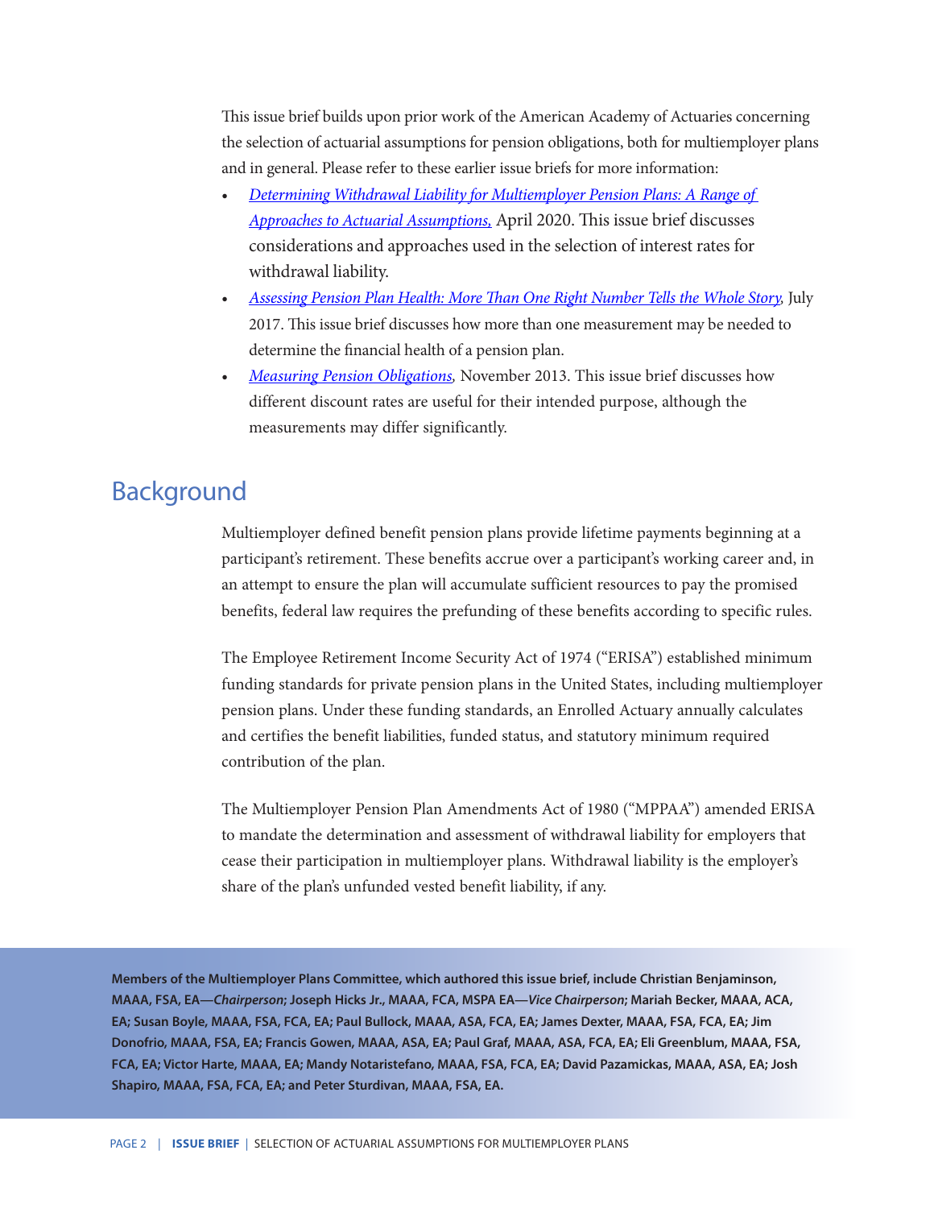This issue brief builds upon prior work of the American Academy of Actuaries concerning the selection of actuarial assumptions for pension obligations, both for multiemployer plans and in general. Please refer to these earlier issue briefs for more information:

- *Determining Withdrawal Liability for Multiemployer Pension Plans: A Range of Approaches to Actuarial Assumptions,* April 2020. This issue brief discusses considerations and approaches used in the selection of interest rates for withdrawal liability.
- *Assessing Pension Plan Health: More Than One Right Number Tells the Whole Story,* July 2017. This issue brief discusses how more than one measurement may be needed to determine the financial health of a pension plan.
- *Measuring Pension Obligations,* November 2013. This issue brief discusses how different discount rates are useful for their intended purpose, although the measurements may differ significantly.

## Background

Multiemployer defined benefit pension plans provide lifetime payments beginning at a participant's retirement. These benefits accrue over a participant's working career and, in an attempt to ensure the plan will accumulate sufficient resources to pay the promised benefits, federal law requires the prefunding of these benefits according to specific rules.

The Employee Retirement Income Security Act of 1974 ("ERISA") established minimum funding standards for private pension plans in the United States, including multiemployer pension plans. Under these funding standards, an Enrolled Actuary annually calculates and certifies the benefit liabilities, funded status, and statutory minimum required contribution of the plan.

The Multiemployer Pension Plan Amendments Act of 1980 ("MPPAA") amended ERISA to mandate the determination and assessment of withdrawal liability for employers that cease their participation in multiemployer plans. Withdrawal liability is the employer's share of the plan's unfunded vested benefit liability, if any.

**Members of the Multiemployer Plans Committee, which authored this issue brief, include Christian Benjaminson, MAAA, FSA, EA—*Chairperson*; Joseph Hicks Jr., MAAA, FCA, MSPA EA—*Vice Chairperson*; Mariah Becker, MAAA, ACA, EA; Susan Boyle, MAAA, FSA, FCA, EA; Paul Bullock, MAAA, ASA, FCA, EA; James Dexter, MAAA, FSA, FCA, EA; Jim Donofrio, MAAA, FSA, EA; Francis Gowen, MAAA, ASA, EA; Paul Graf, MAAA, ASA, FCA, EA; Eli Greenblum, MAAA, FSA, FCA, EA; Victor Harte, MAAA, EA; Mandy Notaristefano, MAAA, FSA, FCA, EA; David Pazamickas, MAAA, ASA, EA; Josh Shapiro, MAAA, FSA, FCA, EA; and Peter Sturdivan, MAAA, FSA, EA.**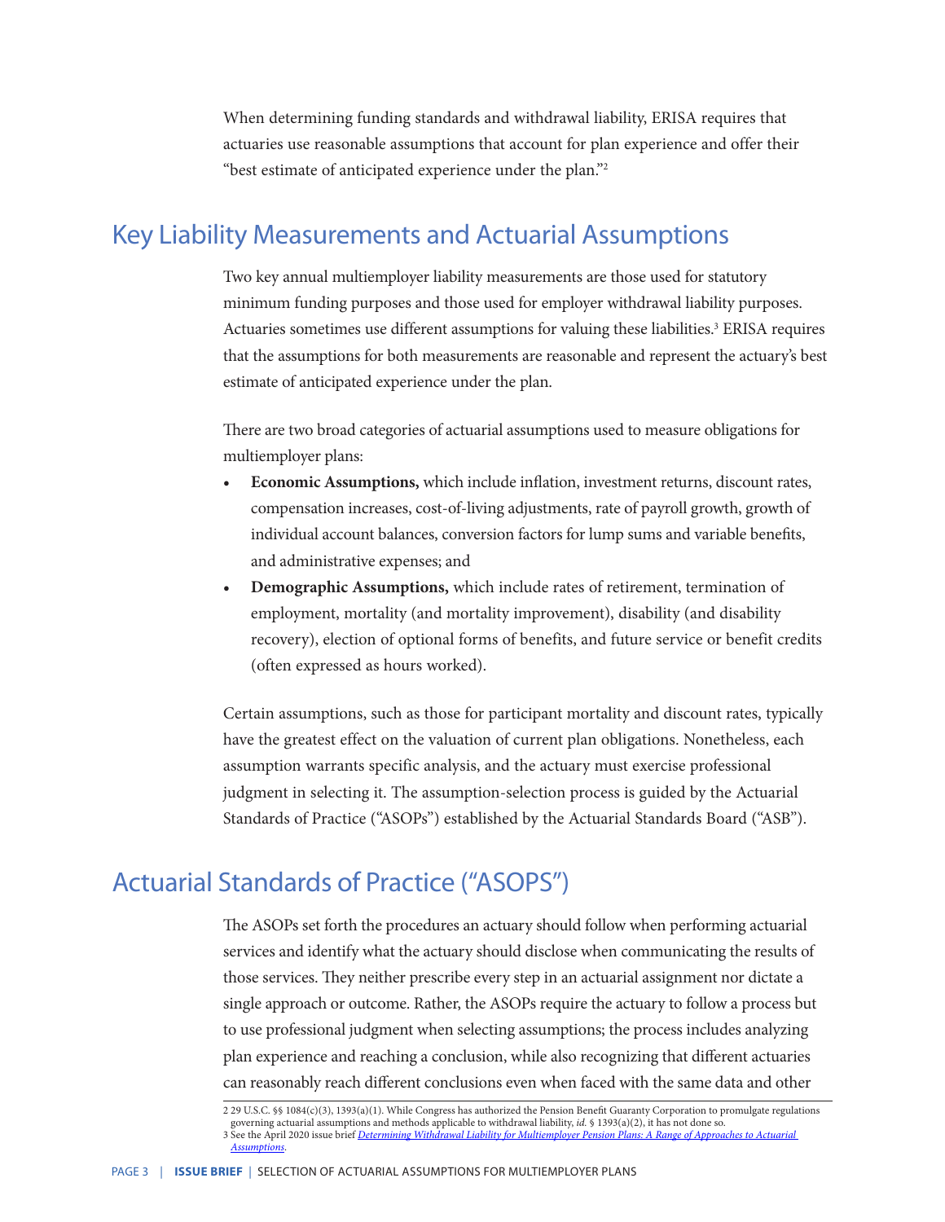When determining funding standards and withdrawal liability, ERISA requires that actuaries use reasonable assumptions that account for plan experience and offer their "best estimate of anticipated experience under the plan."[2]

## Key Liability Measurements and Actuarial Assumptions

Two key annual multiemployer liability measurements are those used for statutory minimum funding purposes and those used for employer withdrawal liability purposes. Actuaries sometimes use different assumptions for valuing these liabilities.[3] ERISA requires that the assumptions for both measurements are reasonable and represent the actuary's best estimate of anticipated experience under the plan.

There are two broad categories of actuarial assumptions used to measure obligations for multiemployer plans:

- **Economic Assumptions,** which include inflation, investment returns, discount rates, compensation increases, cost-of-living adjustments, rate of payroll growth, growth of individual account balances, conversion factors for lump sums and variable benefits, and administrative expenses; and
- **Demographic Assumptions,** which include rates of retirement, termination of employment, mortality (and mortality improvement), disability (and disability recovery), election of optional forms of benefits, and future service or benefit credits (often expressed as hours worked).

Certain assumptions, such as those for participant mortality and discount rates, typically have the greatest effect on the valuation of current plan obligations. Nonetheless, each assumption warrants specific analysis, and the actuary must exercise professional judgment in selecting it. The assumption-selection process is guided by the Actuarial Standards of Practice ("ASOPs") established by the Actuarial Standards Board ("ASB").

## Actuarial Standards of Practice ("ASOPS")

The ASOPs set forth the procedures an actuary should follow when performing actuarial services and identify what the actuary should disclose when communicating the results of those services. They neither prescribe every step in an actuarial assignment nor dictate a single approach or outcome. Rather, the ASOPs require the actuary to follow a process but to use professional judgment when selecting assumptions; the process includes analyzing plan experience and reaching a conclusion, while also recognizing that different actuaries can reasonably reach different conclusions even when faced with the same data and other

---

2 29 U.S.C. §§ 1084(c)(3), 1393(a)(1). While Congress has authorized the Pension Benefit Guaranty Corporation to promulgate regulations governing actuarial assumptions and methods applicable to withdrawal liability, *id.* § 1393(a)(2), it has not done so.

3 See the April 2020 issue brief *Determining Withdrawal Liability for Multiemployer Pension Plans: A Range of Approaches to Actuarial Assumptions*.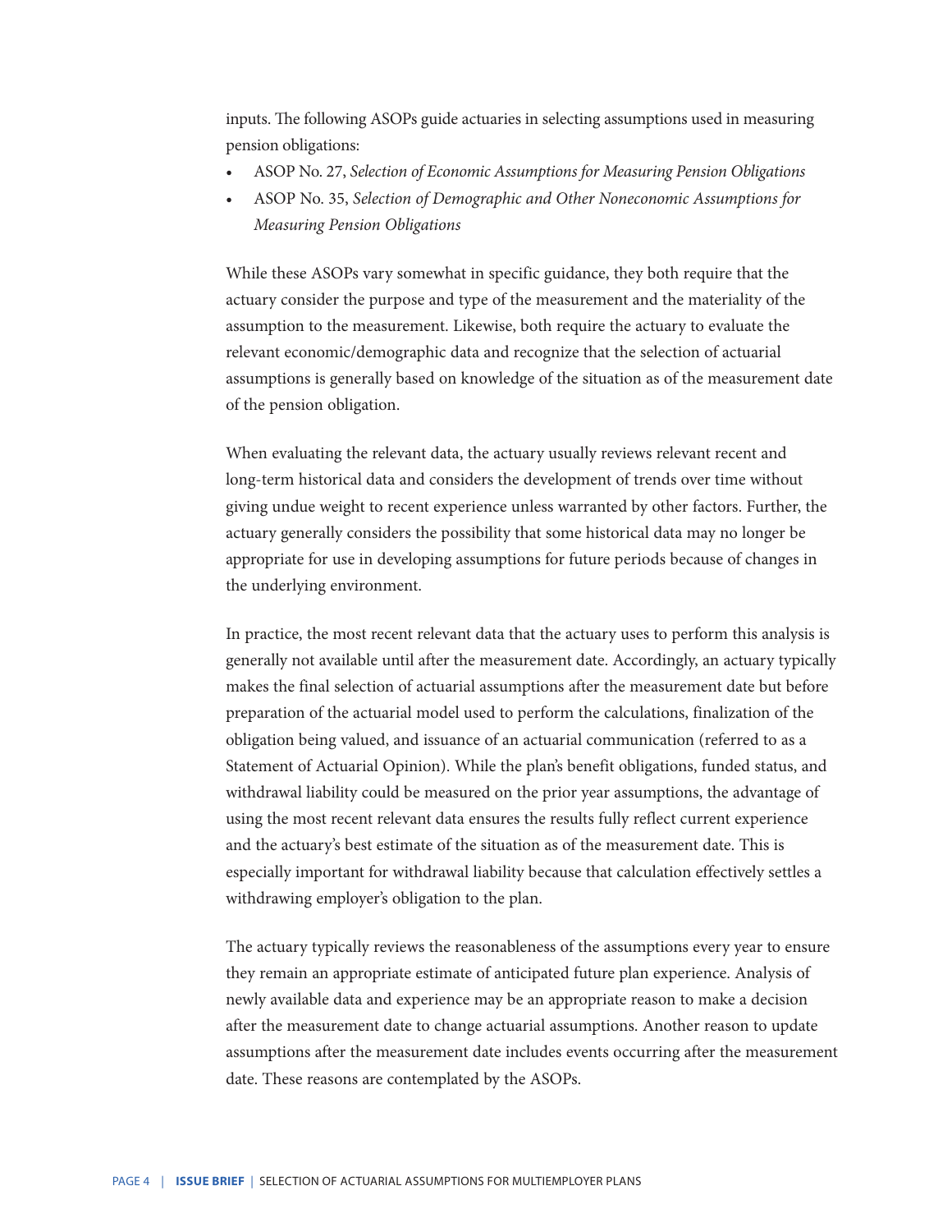inputs. The following ASOPs guide actuaries in selecting assumptions used in measuring pension obligations:

- ASOP No. 27, *Selection of Economic Assumptions for Measuring Pension Obligations*
- ASOP No. 35, *Selection of Demographic and Other Noneconomic Assumptions for Measuring Pension Obligations*

While these ASOPs vary somewhat in specific guidance, they both require that the actuary consider the purpose and type of the measurement and the materiality of the assumption to the measurement. Likewise, both require the actuary to evaluate the relevant economic/demographic data and recognize that the selection of actuarial assumptions is generally based on knowledge of the situation as of the measurement date of the pension obligation.

When evaluating the relevant data, the actuary usually reviews relevant recent and long-term historical data and considers the development of trends over time without giving undue weight to recent experience unless warranted by other factors. Further, the actuary generally considers the possibility that some historical data may no longer be appropriate for use in developing assumptions for future periods because of changes in the underlying environment.

In practice, the most recent relevant data that the actuary uses to perform this analysis is generally not available until after the measurement date. Accordingly, an actuary typically makes the final selection of actuarial assumptions after the measurement date but before preparation of the actuarial model used to perform the calculations, finalization of the obligation being valued, and issuance of an actuarial communication (referred to as a Statement of Actuarial Opinion). While the plan's benefit obligations, funded status, and withdrawal liability could be measured on the prior year assumptions, the advantage of using the most recent relevant data ensures the results fully reflect current experience and the actuary's best estimate of the situation as of the measurement date. This is especially important for withdrawal liability because that calculation effectively settles a withdrawing employer's obligation to the plan.

The actuary typically reviews the reasonableness of the assumptions every year to ensure they remain an appropriate estimate of anticipated future plan experience. Analysis of newly available data and experience may be an appropriate reason to make a decision after the measurement date to change actuarial assumptions. Another reason to update assumptions after the measurement date includes events occurring after the measurement date. These reasons are contemplated by the ASOPs.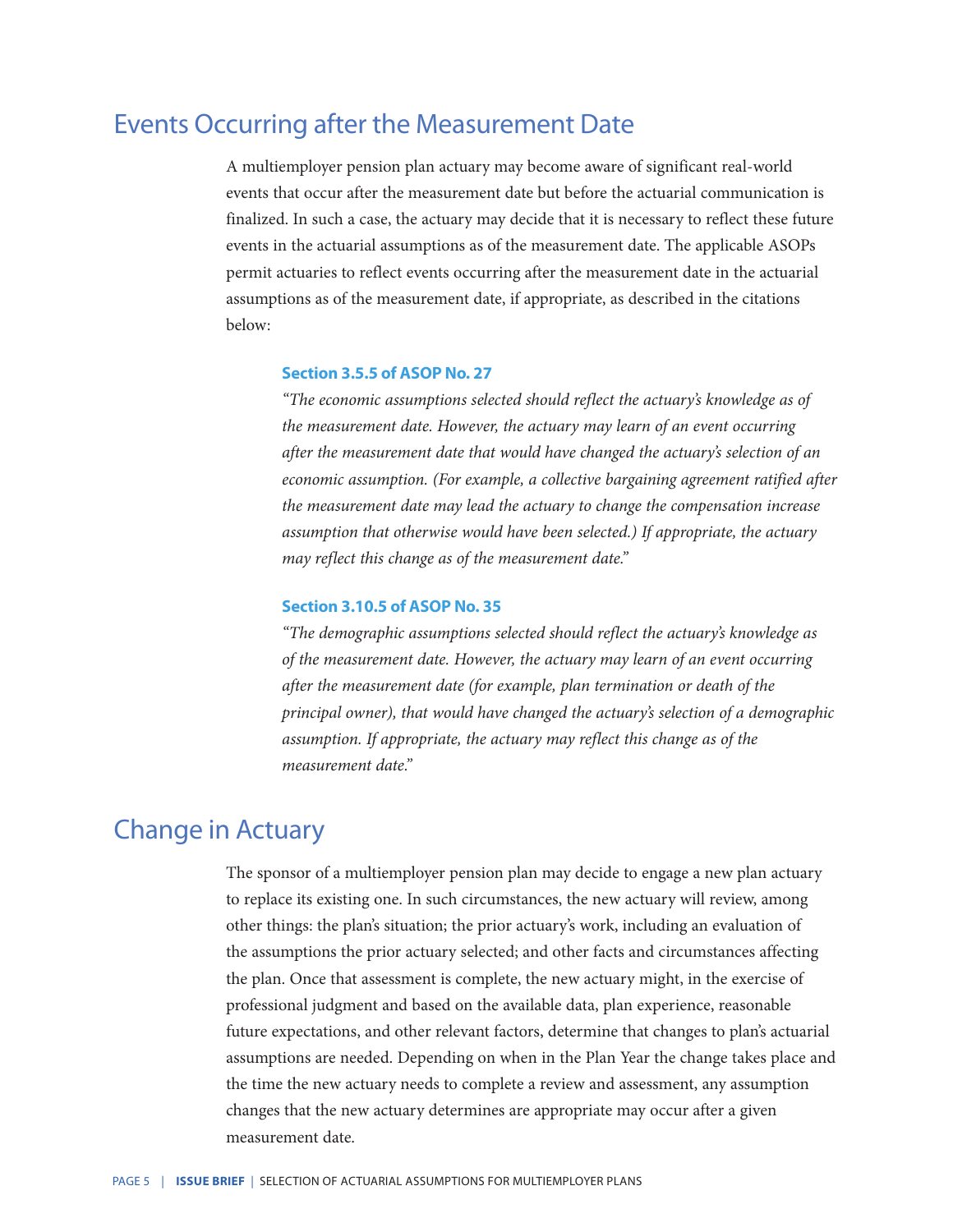## Events Occurring after the Measurement Date

A multiemployer pension plan actuary may become aware of significant real-world events that occur after the measurement date but before the actuarial communication is finalized. In such a case, the actuary may decide that it is necessary to reflect these future events in the actuarial assumptions as of the measurement date. The applicable ASOPs permit actuaries to reflect events occurring after the measurement date in the actuarial assumptions as of the measurement date, if appropriate, as described in the citations below:

**Section 3.5.5 of ASOP No. 27**

*"The economic assumptions selected should reflect the actuary's knowledge as of the measurement date. However, the actuary may learn of an event occurring after the measurement date that would have changed the actuary's selection of an economic assumption. (For example, a collective bargaining agreement ratified after the measurement date may lead the actuary to change the compensation increase assumption that otherwise would have been selected.) If appropriate, the actuary may reflect this change as of the measurement date."*

**Section 3.10.5 of ASOP No. 35**

*"The demographic assumptions selected should reflect the actuary's knowledge as of the measurement date. However, the actuary may learn of an event occurring after the measurement date (for example, plan termination or death of the principal owner), that would have changed the actuary's selection of a demographic assumption. If appropriate, the actuary may reflect this change as of the measurement date."*

## Change in Actuary

The sponsor of a multiemployer pension plan may decide to engage a new plan actuary to replace its existing one. In such circumstances, the new actuary will review, among other things: the plan's situation; the prior actuary's work, including an evaluation of the assumptions the prior actuary selected; and other facts and circumstances affecting the plan. Once that assessment is complete, the new actuary might, in the exercise of professional judgment and based on the available data, plan experience, reasonable future expectations, and other relevant factors, determine that changes to plan's actuarial assumptions are needed. Depending on when in the Plan Year the change takes place and the time the new actuary needs to complete a review and assessment, any assumption changes that the new actuary determines are appropriate may occur after a given measurement date.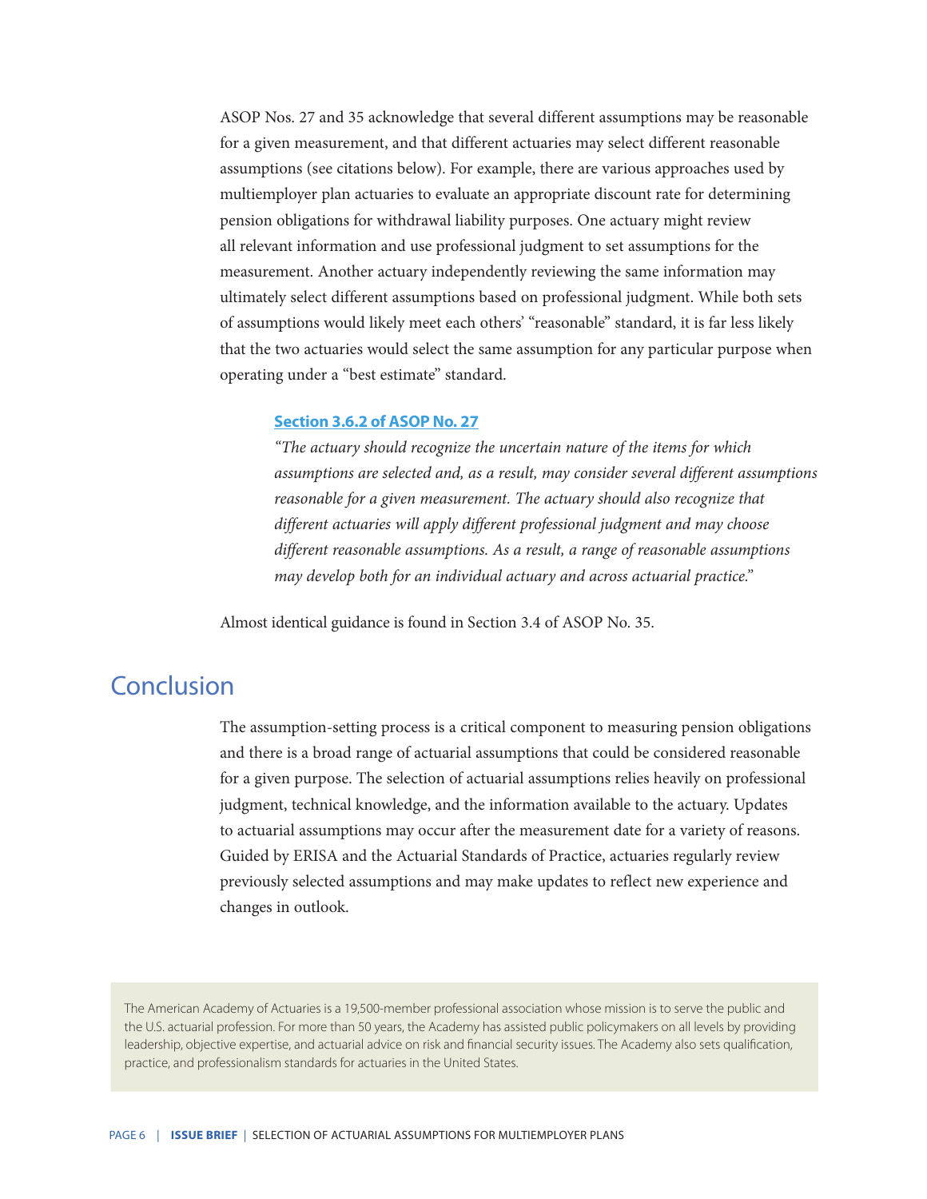ASOP Nos. 27 and 35 acknowledge that several different assumptions may be reasonable for a given measurement, and that different actuaries may select different reasonable assumptions (see citations below). For example, there are various approaches used by multiemployer plan actuaries to evaluate an appropriate discount rate for determining pension obligations for withdrawal liability purposes. One actuary might review all relevant information and use professional judgment to set assumptions for the measurement. Another actuary independently reviewing the same information may ultimately select different assumptions based on professional judgment. While both sets of assumptions would likely meet each others' "reasonable" standard, it is far less likely that the two actuaries would select the same assumption for any particular purpose when operating under a "best estimate" standard.

> **Section 3.6.2 of ASOP No. 27**
>
> *"The actuary should recognize the uncertain nature of the items for which assumptions are selected and, as a result, may consider several different assumptions reasonable for a given measurement. The actuary should also recognize that different actuaries will apply different professional judgment and may choose different reasonable assumptions. As a result, a range of reasonable assumptions may develop both for an individual actuary and across actuarial practice."*

Almost identical guidance is found in Section 3.4 of ASOP No. 35.

## Conclusion

The assumption-setting process is a critical component to measuring pension obligations and there is a broad range of actuarial assumptions that could be considered reasonable for a given purpose. The selection of actuarial assumptions relies heavily on professional judgment, technical knowledge, and the information available to the actuary. Updates to actuarial assumptions may occur after the measurement date for a variety of reasons. Guided by ERISA and the Actuarial Standards of Practice, actuaries regularly review previously selected assumptions and may make updates to reflect new experience and changes in outlook.

The American Academy of Actuaries is a 19,500-member professional association whose mission is to serve the public and the U.S. actuarial profession. For more than 50 years, the Academy has assisted public policymakers on all levels by providing leadership, objective expertise, and actuarial advice on risk and financial security issues. The Academy also sets qualification, practice, and professionalism standards for actuaries in the United States.